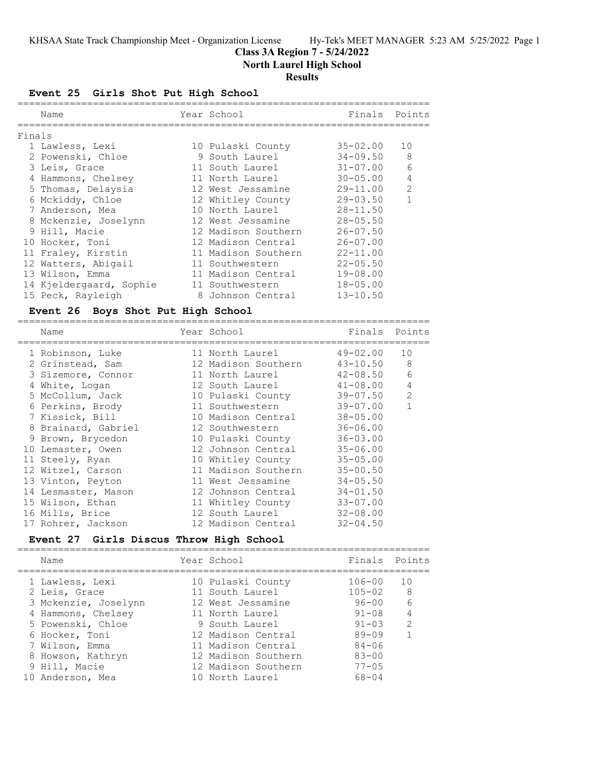KHSAA State Track Championship Meet - Organization License Hy-Tek's MEET MANAGER 5:23 AM 5/25/2022 Page 1

# Class 3A Region 7 - 5/24/2022

## North Laurel High School

## Results

### Event 25 Girls Shot Put High School

Finals

| | Name | Year | School | Finals | Points |
|---|---|---|---|---|---|
| 1 | Lawless, Lexi | 10 | Pulaski County | 35-02.00 | 10 |
| 2 | Powenski, Chloe | 9 | South Laurel | 34-09.50 | 8 |
| 3 | Leis, Grace | 11 | South Laurel | 31-07.00 | 6 |
| 4 | Hammons, Chelsey | 11 | North Laurel | 30-05.00 | 4 |
| 5 | Thomas, Delaysia | 12 | West Jessamine | 29-11.00 | 2 |
| 6 | Mckiddy, Chloe | 12 | Whitley County | 29-03.50 | 1 |
| 7 | Anderson, Mea | 10 | North Laurel | 28-11.50 | |
| 8 | Mckenzie, Joselynn | 12 | West Jessamine | 28-05.50 | |
| 9 | Hill, Macie | 12 | Madison Southern | 26-07.50 | |
| 10 | Hocker, Toni | 12 | Madison Central | 26-07.00 | |
| 11 | Fraley, Kirstin | 11 | Madison Southern | 22-11.00 | |
| 12 | Watters, Abigail | 11 | Southwestern | 22-05.50 | |
| 13 | Wilson, Emma | 11 | Madison Central | 19-08.00 | |
| 14 | Kjeldergaard, Sophie | 11 | Southwestern | 18-05.00 | |
| 15 | Peck, Rayleigh | 8 | Johnson Central | 13-10.50 | |

### Event 26 Boys Shot Put High School

| | Name | Year | School | Finals | Points |
|---|---|---|---|---|---|
| 1 | Robinson, Luke | 11 | North Laurel | 49-02.00 | 10 |
| 2 | Grinstead, Sam | 12 | Madison Southern | 43-10.50 | 8 |
| 3 | Sizemore, Connor | 11 | North Laurel | 42-08.50 | 6 |
| 4 | White, Logan | 12 | South Laurel | 41-08.00 | 4 |
| 5 | McCollum, Jack | 10 | Pulaski County | 39-07.50 | 2 |
| 6 | Perkins, Brody | 11 | Southwestern | 39-07.00 | 1 |
| 7 | Kissick, Bill | 10 | Madison Central | 38-05.00 | |
| 8 | Brainard, Gabriel | 12 | Southwestern | 36-06.00 | |
| 9 | Brown, Brycedon | 10 | Pulaski County | 36-03.00 | |
| 10 | Lemaster, Owen | 12 | Johnson Central | 35-06.00 | |
| 11 | Steely, Ryan | 10 | Whitley County | 35-05.00 | |
| 12 | Witzel, Carson | 11 | Madison Southern | 35-00.50 | |
| 13 | Vinton, Peyton | 11 | West Jessamine | 34-05.50 | |
| 14 | Lesmaster, Mason | 12 | Johnson Central | 34-01.50 | |
| 15 | Wilson, Ethan | 11 | Whitley County | 33-07.00 | |
| 16 | Mills, Brice | 12 | South Laurel | 32-08.00 | |
| 17 | Rohrer, Jackson | 12 | Madison Central | 32-04.50 | |

### Event 27 Girls Discus Throw High School

| | Name | Year | School | Finals | Points |
|---|---|---|---|---|---|
| 1 | Lawless, Lexi | 10 | Pulaski County | 106-00 | 10 |
| 2 | Leis, Grace | 11 | South Laurel | 105-02 | 8 |
| 3 | Mckenzie, Joselynn | 12 | West Jessamine | 96-00 | 6 |
| 4 | Hammons, Chelsey | 11 | North Laurel | 91-08 | 4 |
| 5 | Powenski, Chloe | 9 | South Laurel | 91-03 | 2 |
| 6 | Hocker, Toni | 12 | Madison Central | 89-09 | 1 |
| 7 | Wilson, Emma | 11 | Madison Central | 84-06 | |
| 8 | Howson, Kathryn | 12 | Madison Southern | 83-00 | |
| 9 | Hill, Macie | 12 | Madison Southern | 77-05 | |
| 10 | Anderson, Mea | 10 | North Laurel | 68-04 | |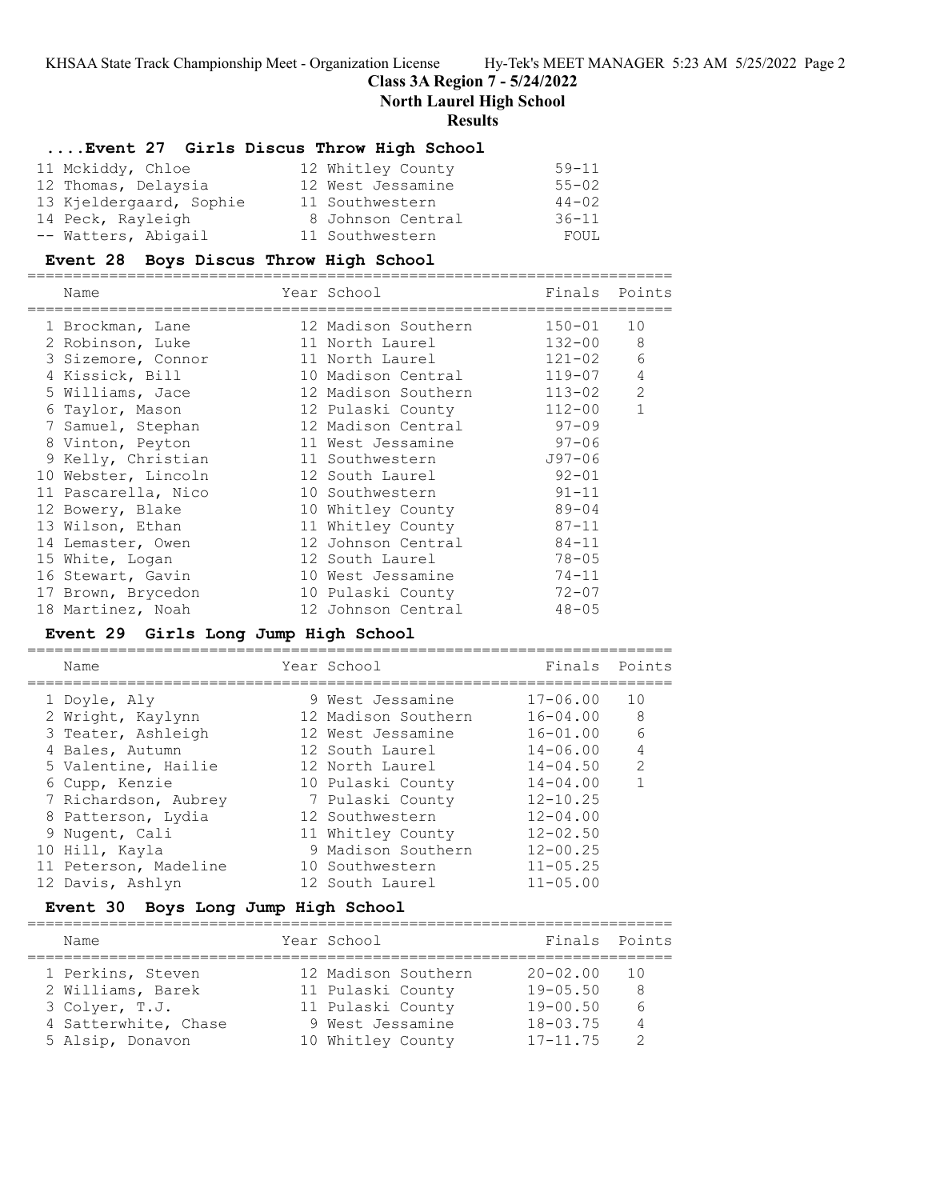## Class 3A Region 7 - 5/24/2022

## North Laurel High School

## Results

### ....Event 27 Girls Discus Throw High School

| Name | Year | School | Finals | Points |
|---|---|---|---|---|
| 11 Mckiddy, Chloe | 12 | Whitley County | 59-11 | |
| 12 Thomas, Delaysia | 12 | West Jessamine | 55-02 | |
| 13 Kjeldergaard, Sophie | 11 | Southwestern | 44-02 | |
| 14 Peck, Rayleigh | 8 | Johnson Central | 36-11 | |
| -- Watters, Abigail | 11 | Southwestern | FOUL | |

### Event 28 Boys Discus Throw High School

| Name | Year | School | Finals | Points |
|---|---|---|---|---|
| 1 Brockman, Lane | 12 | Madison Southern | 150-01 | 10 |
| 2 Robinson, Luke | 11 | North Laurel | 132-00 | 8 |
| 3 Sizemore, Connor | 11 | North Laurel | 121-02 | 6 |
| 4 Kissick, Bill | 10 | Madison Central | 119-07 | 4 |
| 5 Williams, Jace | 12 | Madison Southern | 113-02 | 2 |
| 6 Taylor, Mason | 12 | Pulaski County | 112-00 | 1 |
| 7 Samuel, Stephan | 12 | Madison Central | 97-09 | |
| 8 Vinton, Peyton | 11 | West Jessamine | 97-06 | |
| 9 Kelly, Christian | 11 | Southwestern | J97-06 | |
| 10 Webster, Lincoln | 12 | South Laurel | 92-01 | |
| 11 Pascarella, Nico | 10 | Southwestern | 91-11 | |
| 12 Bowery, Blake | 10 | Whitley County | 89-04 | |
| 13 Wilson, Ethan | 11 | Whitley County | 87-11 | |
| 14 Lemaster, Owen | 12 | Johnson Central | 84-11 | |
| 15 White, Logan | 12 | South Laurel | 78-05 | |
| 16 Stewart, Gavin | 10 | West Jessamine | 74-11 | |
| 17 Brown, Brycedon | 10 | Pulaski County | 72-07 | |
| 18 Martinez, Noah | 12 | Johnson Central | 48-05 | |

### Event 29 Girls Long Jump High School

| Name | Year | School | Finals | Points |
|---|---|---|---|---|
| 1 Doyle, Aly | 9 | West Jessamine | 17-06.00 | 10 |
| 2 Wright, Kaylynn | 12 | Madison Southern | 16-04.00 | 8 |
| 3 Teater, Ashleigh | 12 | West Jessamine | 16-01.00 | 6 |
| 4 Bales, Autumn | 12 | South Laurel | 14-06.00 | 4 |
| 5 Valentine, Hailie | 12 | North Laurel | 14-04.50 | 2 |
| 6 Cupp, Kenzie | 10 | Pulaski County | 14-04.00 | 1 |
| 7 Richardson, Aubrey | 7 | Pulaski County | 12-10.25 | |
| 8 Patterson, Lydia | 12 | Southwestern | 12-04.00 | |
| 9 Nugent, Cali | 11 | Whitley County | 12-02.50 | |
| 10 Hill, Kayla | 9 | Madison Southern | 12-00.25 | |
| 11 Peterson, Madeline | 10 | Southwestern | 11-05.25 | |
| 12 Davis, Ashlyn | 12 | South Laurel | 11-05.00 | |

### Event 30 Boys Long Jump High School

| Name | Year | School | Finals | Points |
|---|---|---|---|---|
| 1 Perkins, Steven | 12 | Madison Southern | 20-02.00 | 10 |
| 2 Williams, Barek | 11 | Pulaski County | 19-05.50 | 8 |
| 3 Colyer, T.J. | 11 | Pulaski County | 19-00.50 | 6 |
| 4 Satterwhite, Chase | 9 | West Jessamine | 18-03.75 | 4 |
| 5 Alsip, Donavon | 10 | Whitley County | 17-11.75 | 2 |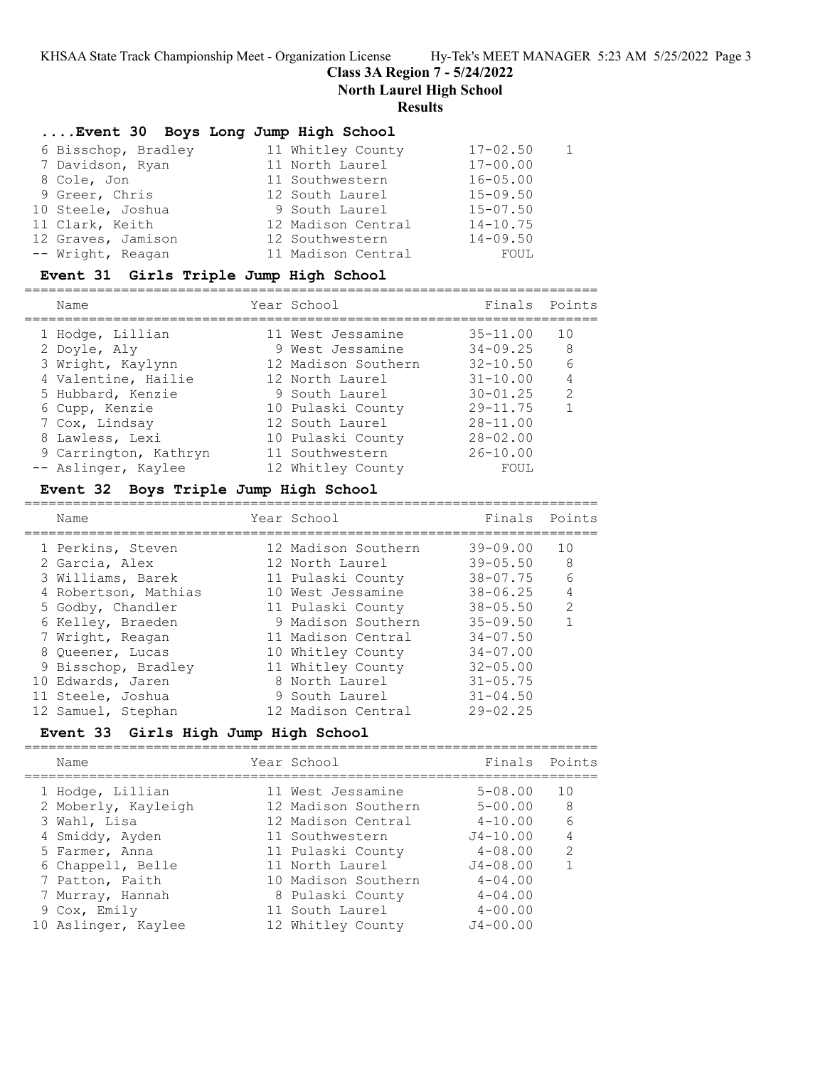# Class 3A Region 7 - 5/24/2022

**North Laurel High School**

**Results**

### ....Event 30 Boys Long Jump High School

| Place | Name | Year | School | Finals | Points |
|---|---|---|---|---|---|
| 6 | Bisschop, Bradley | 11 | Whitley County | 17-02.50 | 1 |
| 7 | Davidson, Ryan | 11 | North Laurel | 17-00.00 | |
| 8 | Cole, Jon | 11 | Southwestern | 16-05.00 | |
| 9 | Greer, Chris | 12 | South Laurel | 15-09.50 | |
| 10 | Steele, Joshua | 9 | South Laurel | 15-07.50 | |
| 11 | Clark, Keith | 12 | Madison Central | 14-10.75 | |
| 12 | Graves, Jamison | 12 | Southwestern | 14-09.50 | |
| -- | Wright, Reagan | 11 | Madison Central | FOUL | |

### Event 31 Girls Triple Jump High School

| Place | Name | Year | School | Finals | Points |
|---|---|---|---|---|---|
| 1 | Hodge, Lillian | 11 | West Jessamine | 35-11.00 | 10 |
| 2 | Doyle, Aly | 9 | West Jessamine | 34-09.25 | 8 |
| 3 | Wright, Kaylynn | 12 | Madison Southern | 32-10.50 | 6 |
| 4 | Valentine, Hailie | 12 | North Laurel | 31-10.00 | 4 |
| 5 | Hubbard, Kenzie | 9 | South Laurel | 30-01.25 | 2 |
| 6 | Cupp, Kenzie | 10 | Pulaski County | 29-11.75 | 1 |
| 7 | Cox, Lindsay | 12 | South Laurel | 28-11.00 | |
| 8 | Lawless, Lexi | 10 | Pulaski County | 28-02.00 | |
| 9 | Carrington, Kathryn | 11 | Southwestern | 26-10.00 | |
| -- | Aslinger, Kaylee | 12 | Whitley County | FOUL | |

### Event 32 Boys Triple Jump High School

| Place | Name | Year | School | Finals | Points |
|---|---|---|---|---|---|
| 1 | Perkins, Steven | 12 | Madison Southern | 39-09.00 | 10 |
| 2 | Garcia, Alex | 12 | North Laurel | 39-05.50 | 8 |
| 3 | Williams, Barek | 11 | Pulaski County | 38-07.75 | 6 |
| 4 | Robertson, Mathias | 10 | West Jessamine | 38-06.25 | 4 |
| 5 | Godby, Chandler | 11 | Pulaski County | 38-05.50 | 2 |
| 6 | Kelley, Braeden | 9 | Madison Southern | 35-09.50 | 1 |
| 7 | Wright, Reagan | 11 | Madison Central | 34-07.50 | |
| 8 | Queener, Lucas | 10 | Whitley County | 34-07.00 | |
| 9 | Bisschop, Bradley | 11 | Whitley County | 32-05.00 | |
| 10 | Edwards, Jaren | 8 | North Laurel | 31-05.75 | |
| 11 | Steele, Joshua | 9 | South Laurel | 31-04.50 | |
| 12 | Samuel, Stephan | 12 | Madison Central | 29-02.25 | |

### Event 33 Girls High Jump High School

| Place | Name | Year | School | Finals | Points |
|---|---|---|---|---|---|
| 1 | Hodge, Lillian | 11 | West Jessamine | 5-08.00 | 10 |
| 2 | Moberly, Kayleigh | 12 | Madison Southern | 5-00.00 | 8 |
| 3 | Wahl, Lisa | 12 | Madison Central | 4-10.00 | 6 |
| 4 | Smiddy, Ayden | 11 | Southwestern | J4-10.00 | 4 |
| 5 | Farmer, Anna | 11 | Pulaski County | 4-08.00 | 2 |
| 6 | Chappell, Belle | 11 | North Laurel | J4-08.00 | 1 |
| 7 | Patton, Faith | 10 | Madison Southern | 4-04.00 | |
| 7 | Murray, Hannah | 8 | Pulaski County | 4-04.00 | |
| 9 | Cox, Emily | 11 | South Laurel | 4-00.00 | |
| 10 | Aslinger, Kaylee | 12 | Whitley County | J4-00.00 | |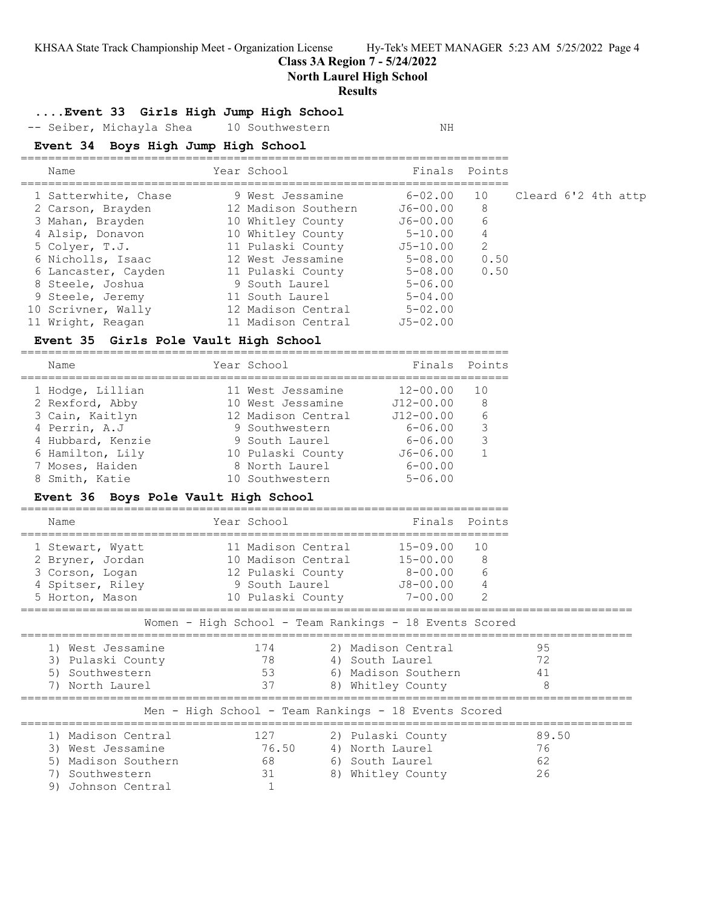## Class 3A Region 7 - 5/24/2022
## North Laurel High School
## Results

### ....Event 33 Girls High Jump High School

| | Name | Year | School | Finals | Points |
|---|---|---|---|---|---|
| -- | Seiber, Michayla Shea | 10 | Southwestern | NH | |

### Event 34 Boys High Jump High School

| | Name | Year | School | Finals | Points | |
|---|---|---|---|---|---|---|
| 1 | Satterwhite, Chase | 9 | West Jessamine | 6-02.00 | 10 | Cleard 6'2 4th attp |
| 2 | Carson, Brayden | 12 | Madison Southern | J6-00.00 | 8 | |
| 3 | Mahan, Brayden | 10 | Whitley County | J6-00.00 | 6 | |
| 4 | Alsip, Donavon | 10 | Whitley County | 5-10.00 | 4 | |
| 5 | Colyer, T.J. | 11 | Pulaski County | J5-10.00 | 2 | |
| 6 | Nicholls, Isaac | 12 | West Jessamine | 5-08.00 | 0.50 | |
| 6 | Lancaster, Cayden | 11 | Pulaski County | 5-08.00 | 0.50 | |
| 8 | Steele, Joshua | 9 | South Laurel | 5-06.00 | | |
| 9 | Steele, Jeremy | 11 | South Laurel | 5-04.00 | | |
| 10 | Scrivner, Wally | 12 | Madison Central | 5-02.00 | | |
| 11 | Wright, Reagan | 11 | Madison Central | J5-02.00 | | |

### Event 35 Girls Pole Vault High School

| | Name | Year | School | Finals | Points |
|---|---|---|---|---|---|
| 1 | Hodge, Lillian | 11 | West Jessamine | 12-00.00 | 10 |
| 2 | Rexford, Abby | 10 | West Jessamine | J12-00.00 | 8 |
| 3 | Cain, Kaitlyn | 12 | Madison Central | J12-00.00 | 6 |
| 4 | Perrin, A.J | 9 | Southwestern | 6-06.00 | 3 |
| 4 | Hubbard, Kenzie | 9 | South Laurel | 6-06.00 | 3 |
| 6 | Hamilton, Lily | 10 | Pulaski County | J6-06.00 | 1 |
| 7 | Moses, Haiden | 8 | North Laurel | 6-00.00 | |
| 8 | Smith, Katie | 10 | Southwestern | 5-06.00 | |

### Event 36 Boys Pole Vault High School

| | Name | Year | School | Finals | Points |
|---|---|---|---|---|---|
| 1 | Stewart, Wyatt | 11 | Madison Central | 15-09.00 | 10 |
| 2 | Bryner, Jordan | 10 | Madison Central | 15-00.00 | 8 |
| 3 | Corson, Logan | 12 | Pulaski County | 8-00.00 | 6 |
| 4 | Spitser, Riley | 9 | South Laurel | J8-00.00 | 4 |
| 5 | Horton, Mason | 10 | Pulaski County | 7-00.00 | 2 |

### Women - High School - Team Rankings - 18 Events Scored

| | | | |
|---|---|---|---|
| 1) West Jessamine | 174 | 2) Madison Central | 95 |
| 3) Pulaski County | 78 | 4) South Laurel | 72 |
| 5) Southwestern | 53 | 6) Madison Southern | 41 |
| 7) North Laurel | 37 | 8) Whitley County | 8 |

### Men - High School - Team Rankings - 18 Events Scored

| | | | |
|---|---|---|---|
| 1) Madison Central | 127 | 2) Pulaski County | 89.50 |
| 3) West Jessamine | 76.50 | 4) North Laurel | 76 |
| 5) Madison Southern | 68 | 6) South Laurel | 62 |
| 7) Southwestern | 31 | 8) Whitley County | 26 |
| 9) Johnson Central | 1 | | |